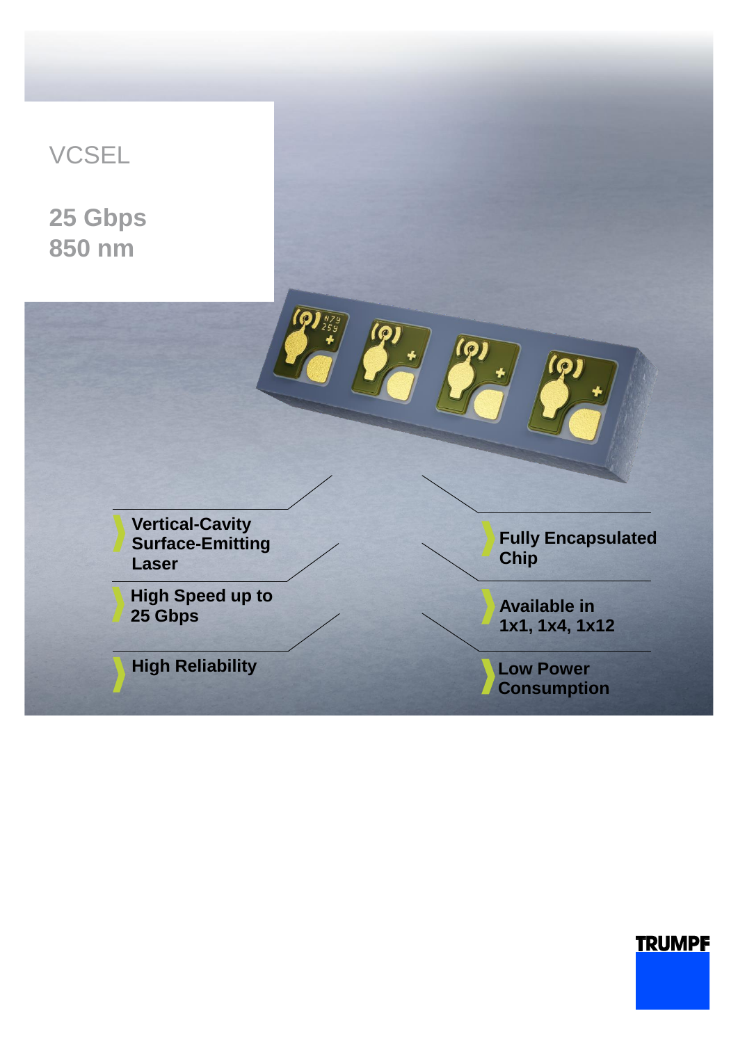# VCSEL

## 25 Gbps
## 850 nm

- Vertical-Cavity Surface-Emitting Laser
- High Speed up to 25 Gbps
- High Reliability
- Fully Encapsulated Chip
- Available in 1x1, 1x4, 1x12
- Low Power Consumption

TRUMPF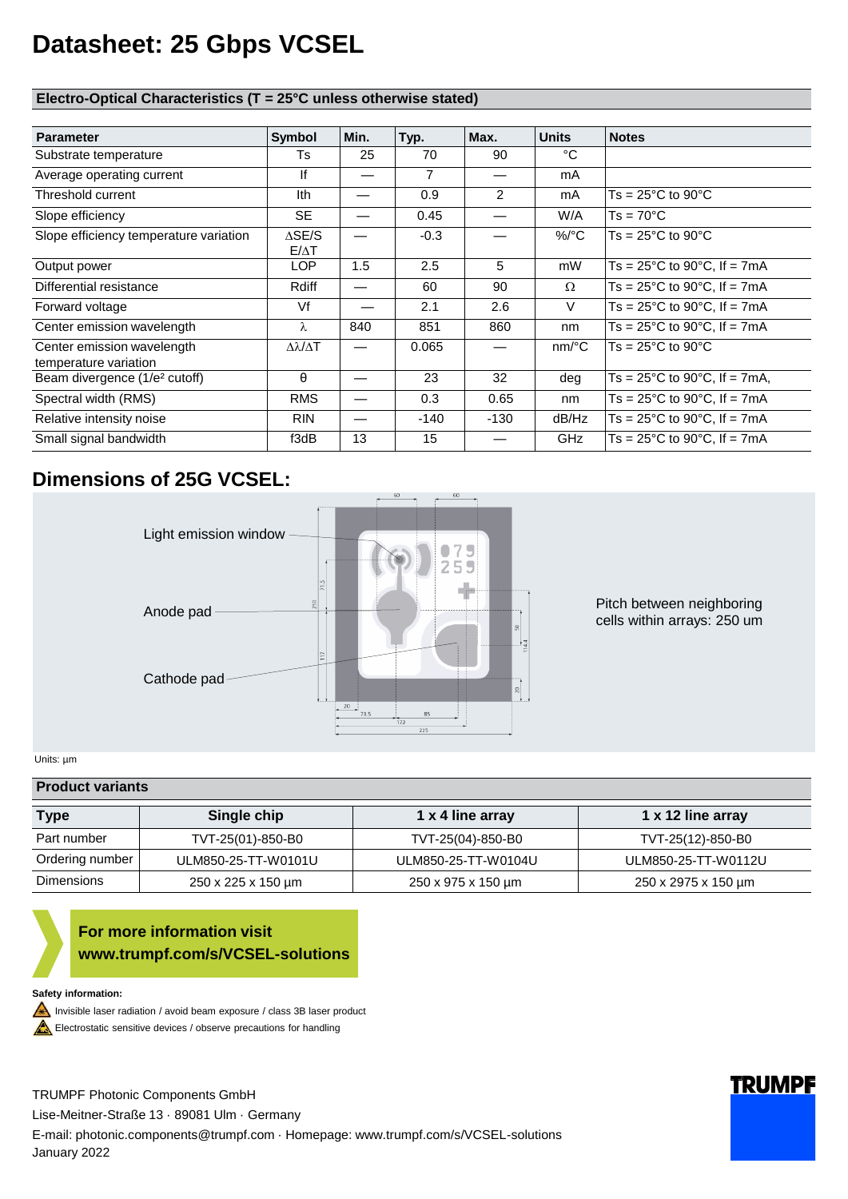# Datasheet: 25 Gbps VCSEL

**Electro-Optical Characteristics (T = 25°C unless otherwise stated)**

| Parameter | Symbol | Min. | Typ. | Max. | Units | Notes |
|---|---|---|---|---|---|---|
| Substrate temperature | Ts | 25 | 70 | 90 | °C | |
| Average operating current | If | — | 7 | — | mA | |
| Threshold current | Ith | — | 0.9 | 2 | mA | Ts = 25°C to 90°C |
| Slope efficiency | SE | — | 0.45 | — | W/A | Ts = 70°C |
| Slope efficiency temperature variation | ΔSE/SE/ΔT | — | -0.3 | — | %/°C | Ts = 25°C to 90°C |
| Output power | LOP | 1.5 | 2.5 | 5 | mW | Ts = 25°C to 90°C, If = 7mA |
| Differential resistance | Rdiff | — | 60 | 90 | Ω | Ts = 25°C to 90°C, If = 7mA |
| Forward voltage | Vf | — | 2.1 | 2.6 | V | Ts = 25°C to 90°C, If = 7mA |
| Center emission wavelength | λ | 840 | 851 | 860 | nm | Ts = 25°C to 90°C, If = 7mA |
| Center emission wavelength temperature variation | Δλ/ΔT | — | 0.065 | — | nm/°C | Ts = 25°C to 90°C |
| Beam divergence (1/e² cutoff) | θ | — | 23 | 32 | deg | Ts = 25°C to 90°C, If = 7mA, |
| Spectral width (RMS) | RMS | — | 0.3 | 0.65 | nm | Ts = 25°C to 90°C, If = 7mA |
| Relative intensity noise | RIN | — | -140 | -130 | dB/Hz | Ts = 25°C to 90°C, If = 7mA |
| Small signal bandwidth | f3dB | 13 | 15 | — | GHz | Ts = 25°C to 90°C, If = 7mA |

## Dimensions of 25G VCSEL:

Light emission window

Anode pad

Cathode pad

60 60 71.5 250 117 50 114.4 20 20 73.5 85 173 225

Pitch between neighboring cells within arrays: 250 um

Units: µm

**Product variants**

| Type | Single chip | 1 x 4 line array | 1 x 12 line array |
|---|---|---|---|
| Part number | TVT-25(01)-850-B0 | TVT-25(04)-850-B0 | TVT-25(12)-850-B0 |
| Ordering number | ULM850-25-TT-W0101U | ULM850-25-TT-W0104U | ULM850-25-TT-W0112U |
| Dimensions | 250 x 225 x 150 µm | 250 x 975 x 150 µm | 250 x 2975 x 150 µm |

**For more information visit www.trumpf.com/s/VCSEL-solutions**

**Safety information:**

Invisible laser radiation / avoid beam exposure / class 3B laser product

Electrostatic sensitive devices / observe precautions for handling

TRUMPF Photonic Components GmbH
Lise-Meitner-Straße 13 · 89081 Ulm · Germany
E-mail: photonic.components@trumpf.com · Homepage: www.trumpf.com/s/VCSEL-solutions
January 2022

TRUMPF